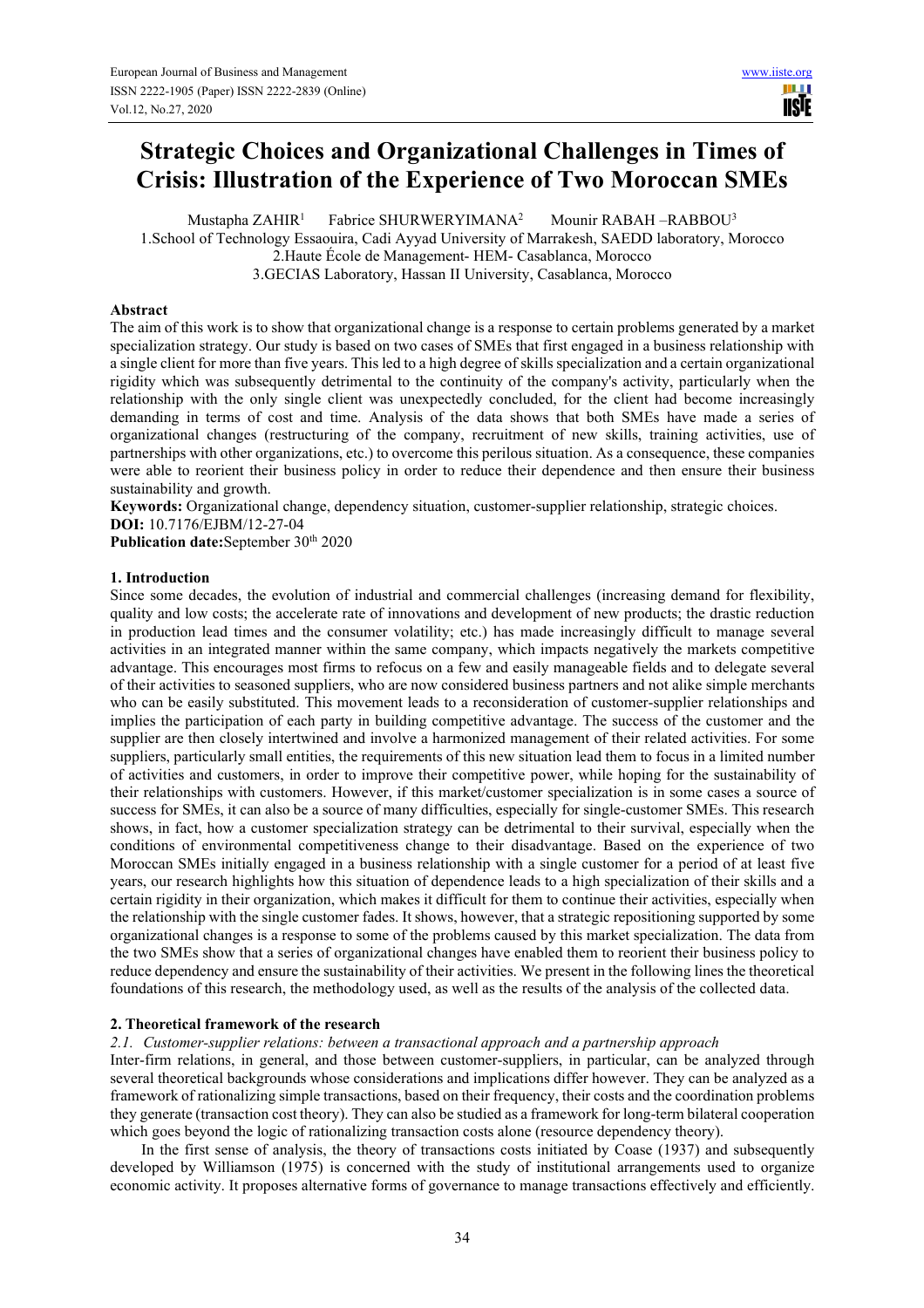# Strategic Choices and Organizational Challenges in Times of Crisis: Illustration of the Experience of Two Moroccan SMEs

Mustapha ZAHIR[1] Fabrice SHURWERYIMANA[2] Mounir RABAH –RABBOU[3]

1.School of Technology Essaouira, Cadi Ayyad University of Marrakesh, SAEDD laboratory, Morocco
2.Haute École de Management- HEM- Casablanca, Morocco
3.GECIAS Laboratory, Hassan II University, Casablanca, Morocco

## Abstract

The aim of this work is to show that organizational change is a response to certain problems generated by a market specialization strategy. Our study is based on two cases of SMEs that first engaged in a business relationship with a single client for more than five years. This led to a high degree of skills specialization and a certain organizational rigidity which was subsequently detrimental to the continuity of the company's activity, particularly when the relationship with the only single client was unexpectedly concluded, for the client had become increasingly demanding in terms of cost and time. Analysis of the data shows that both SMEs have made a series of organizational changes (restructuring of the company, recruitment of new skills, training activities, use of partnerships with other organizations, etc.) to overcome this perilous situation. As a consequence, these companies were able to reorient their business policy in order to reduce their dependence and then ensure their business sustainability and growth.

**Keywords:** Organizational change, dependency situation, customer-supplier relationship, strategic choices.

**DOI:** 10.7176/EJBM/12-27-04

**Publication date:** September 30th 2020

## 1. Introduction

Since some decades, the evolution of industrial and commercial challenges (increasing demand for flexibility, quality and low costs; the accelerate rate of innovations and development of new products; the drastic reduction in production lead times and the consumer volatility; etc.) has made increasingly difficult to manage several activities in an integrated manner within the same company, which impacts negatively the markets competitive advantage. This encourages most firms to refocus on a few and easily manageable fields and to delegate several of their activities to seasoned suppliers, who are now considered business partners and not alike simple merchants who can be easily substituted. This movement leads to a reconsideration of customer-supplier relationships and implies the participation of each party in building competitive advantage. The success of the customer and the supplier are then closely intertwined and involve a harmonized management of their related activities. For some suppliers, particularly small entities, the requirements of this new situation lead them to focus in a limited number of activities and customers, in order to improve their competitive power, while hoping for the sustainability of their relationships with customers. However, if this market/customer specialization is in some cases a source of success for SMEs, it can also be a source of many difficulties, especially for single-customer SMEs. This research shows, in fact, how a customer specialization strategy can be detrimental to their survival, especially when the conditions of environmental competitiveness change to their disadvantage. Based on the experience of two Moroccan SMEs initially engaged in a business relationship with a single customer for a period of at least five years, our research highlights how this situation of dependence leads to a high specialization of their skills and a certain rigidity in their organization, which makes it difficult for them to continue their activities, especially when the relationship with the single customer fades. It shows, however, that a strategic repositioning supported by some organizational changes is a response to some of the problems caused by this market specialization. The data from the two SMEs show that a series of organizational changes have enabled them to reorient their business policy to reduce dependency and ensure the sustainability of their activities. We present in the following lines the theoretical foundations of this research, the methodology used, as well as the results of the analysis of the collected data.

## 2. Theoretical framework of the research

### *2.1. Customer-supplier relations: between a transactional approach and a partnership approach*

Inter-firm relations, in general, and those between customer-suppliers, in particular, can be analyzed through several theoretical backgrounds whose considerations and implications differ however. They can be analyzed as a framework of rationalizing simple transactions, based on their frequency, their costs and the coordination problems they generate (transaction cost theory). They can also be studied as a framework for long-term bilateral cooperation which goes beyond the logic of rationalizing transaction costs alone (resource dependency theory).

In the first sense of analysis, the theory of transactions costs initiated by Coase (1937) and subsequently developed by Williamson (1975) is concerned with the study of institutional arrangements used to organize economic activity. It proposes alternative forms of governance to manage transactions effectively and efficiently.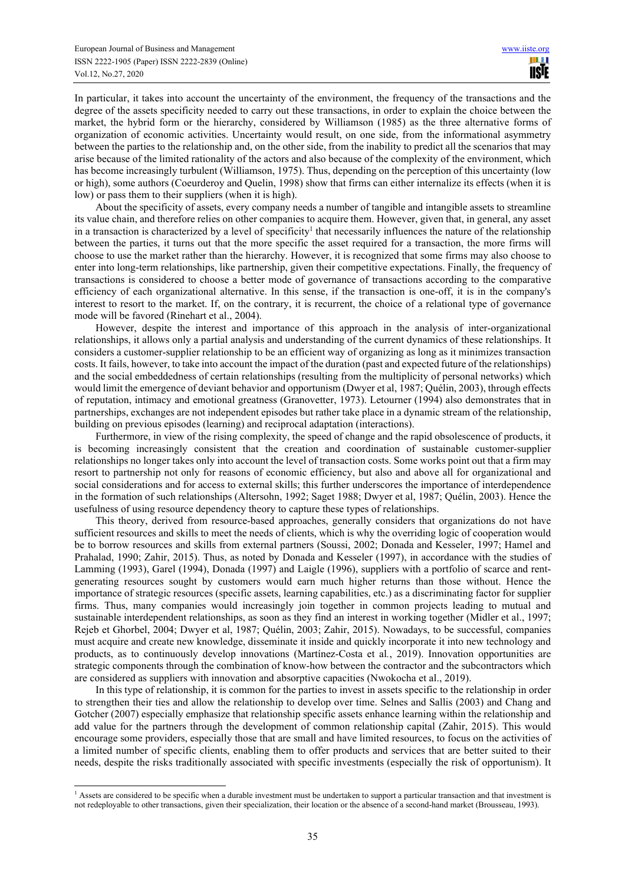In particular, it takes into account the uncertainty of the environment, the frequency of the transactions and the degree of the assets specificity needed to carry out these transactions, in order to explain the choice between the market, the hybrid form or the hierarchy, considered by Williamson (1985) as the three alternative forms of organization of economic activities. Uncertainty would result, on one side, from the informational asymmetry between the parties to the relationship and, on the other side, from the inability to predict all the scenarios that may arise because of the limited rationality of the actors and also because of the complexity of the environment, which has become increasingly turbulent (Williamson, 1975). Thus, depending on the perception of this uncertainty (low or high), some authors (Coeurderoy and Quelin, 1998) show that firms can either internalize its effects (when it is low) or pass them to their suppliers (when it is high).

About the specificity of assets, every company needs a number of tangible and intangible assets to streamline its value chain, and therefore relies on other companies to acquire them. However, given that, in general, any asset in a transaction is characterized by a level of specificity[1] that necessarily influences the nature of the relationship between the parties, it turns out that the more specific the asset required for a transaction, the more firms will choose to use the market rather than the hierarchy. However, it is recognized that some firms may also choose to enter into long-term relationships, like partnership, given their competitive expectations. Finally, the frequency of transactions is considered to choose a better mode of governance of transactions according to the comparative efficiency of each organizational alternative. In this sense, if the transaction is one-off, it is in the company's interest to resort to the market. If, on the contrary, it is recurrent, the choice of a relational type of governance mode will be favored (Rinehart et al., 2004).

However, despite the interest and importance of this approach in the analysis of inter-organizational relationships, it allows only a partial analysis and understanding of the current dynamics of these relationships. It considers a customer-supplier relationship to be an efficient way of organizing as long as it minimizes transaction costs. It fails, however, to take into account the impact of the duration (past and expected future of the relationships) and the social embeddedness of certain relationships (resulting from the multiplicity of personal networks) which would limit the emergence of deviant behavior and opportunism (Dwyer et al, 1987; Quélin, 2003), through effects of reputation, intimacy and emotional greatness (Granovetter, 1973). Letourner (1994) also demonstrates that in partnerships, exchanges are not independent episodes but rather take place in a dynamic stream of the relationship, building on previous episodes (learning) and reciprocal adaptation (interactions).

Furthermore, in view of the rising complexity, the speed of change and the rapid obsolescence of products, it is becoming increasingly consistent that the creation and coordination of sustainable customer-supplier relationships no longer takes only into account the level of transaction costs. Some works point out that a firm may resort to partnership not only for reasons of economic efficiency, but also and above all for organizational and social considerations and for access to external skills; this further underscores the importance of interdependence in the formation of such relationships (Altersohn, 1992; Saget 1988; Dwyer et al, 1987; Quélin, 2003). Hence the usefulness of using resource dependency theory to capture these types of relationships.

This theory, derived from resource-based approaches, generally considers that organizations do not have sufficient resources and skills to meet the needs of clients, which is why the overriding logic of cooperation would be to borrow resources and skills from external partners (Soussi, 2002; Donada and Kesseler, 1997; Hamel and Prahalad, 1990; Zahir, 2015). Thus, as noted by Donada and Kesseler (1997), in accordance with the studies of Lamming (1993), Garel (1994), Donada (1997) and Laigle (1996), suppliers with a portfolio of scarce and rent-generating resources sought by customers would earn much higher returns than those without. Hence the importance of strategic resources (specific assets, learning capabilities, etc.) as a discriminating factor for supplier firms. Thus, many companies would increasingly join together in common projects leading to mutual and sustainable interdependent relationships, as soon as they find an interest in working together (Midler et al., 1997; Rejeb et Ghorbel, 2004; Dwyer et al, 1987; Quélin, 2003; Zahir, 2015). Nowadays, to be successful, companies must acquire and create new knowledge, disseminate it inside and quickly incorporate it into new technology and products, as to continuously develop innovations (Martínez-Costa et al., 2019). Innovation opportunities are strategic components through the combination of know-how between the contractor and the subcontractors which are considered as suppliers with innovation and absorptive capacities (Nwokocha et al., 2019).

In this type of relationship, it is common for the parties to invest in assets specific to the relationship in order to strengthen their ties and allow the relationship to develop over time. Selnes and Sallis (2003) and Chang and Gotcher (2007) especially emphasize that relationship specific assets enhance learning within the relationship and add value for the partners through the development of common relationship capital (Zahir, 2015). This would encourage some providers, especially those that are small and have limited resources, to focus on the activities of a limited number of specific clients, enabling them to offer products and services that are better suited to their needs, despite the risks traditionally associated with specific investments (especially the risk of opportunism). It

[1] Assets are considered to be specific when a durable investment must be undertaken to support a particular transaction and that investment is not redeployable to other transactions, given their specialization, their location or the absence of a second-hand market (Brousseau, 1993).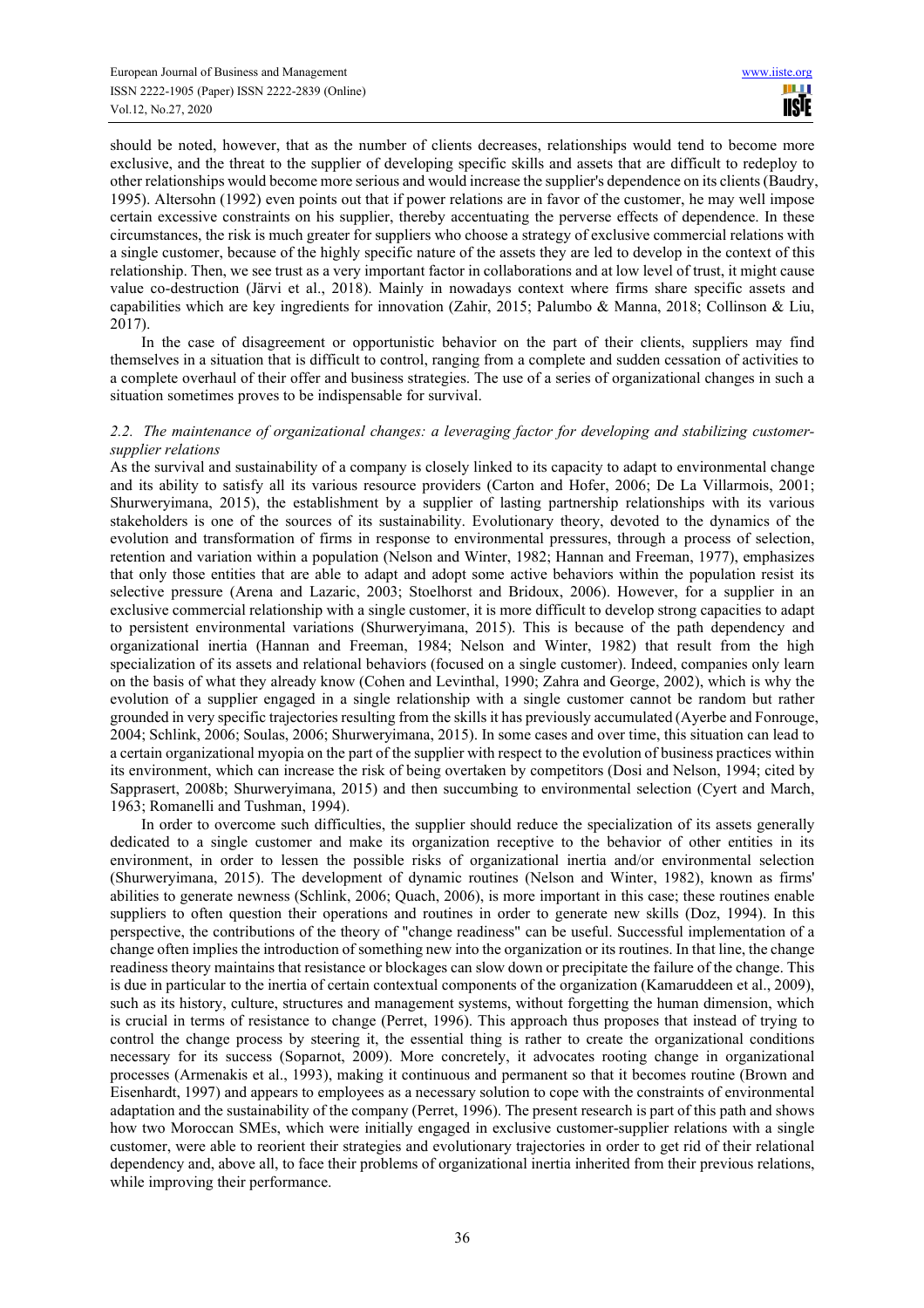should be noted, however, that as the number of clients decreases, relationships would tend to become more exclusive, and the threat to the supplier of developing specific skills and assets that are difficult to redeploy to other relationships would become more serious and would increase the supplier's dependence on its clients (Baudry, 1995). Altersohn (1992) even points out that if power relations are in favor of the customer, he may well impose certain excessive constraints on his supplier, thereby accentuating the perverse effects of dependence. In these circumstances, the risk is much greater for suppliers who choose a strategy of exclusive commercial relations with a single customer, because of the highly specific nature of the assets they are led to develop in the context of this relationship. Then, we see trust as a very important factor in collaborations and at low level of trust, it might cause value co-destruction (Järvi et al., 2018). Mainly in nowadays context where firms share specific assets and capabilities which are key ingredients for innovation (Zahir, 2015; Palumbo & Manna, 2018; Collinson & Liu, 2017).

In the case of disagreement or opportunistic behavior on the part of their clients, suppliers may find themselves in a situation that is difficult to control, ranging from a complete and sudden cessation of activities to a complete overhaul of their offer and business strategies. The use of a series of organizational changes in such a situation sometimes proves to be indispensable for survival.

### *2.2. The maintenance of organizational changes: a leveraging factor for developing and stabilizing customer-supplier relations*

As the survival and sustainability of a company is closely linked to its capacity to adapt to environmental change and its ability to satisfy all its various resource providers (Carton and Hofer, 2006; De La Villarmois, 2001; Shurweryimana, 2015), the establishment by a supplier of lasting partnership relationships with its various stakeholders is one of the sources of its sustainability. Evolutionary theory, devoted to the dynamics of the evolution and transformation of firms in response to environmental pressures, through a process of selection, retention and variation within a population (Nelson and Winter, 1982; Hannan and Freeman, 1977), emphasizes that only those entities that are able to adapt and adopt some active behaviors within the population resist its selective pressure (Arena and Lazaric, 2003; Stoelhorst and Bridoux, 2006). However, for a supplier in an exclusive commercial relationship with a single customer, it is more difficult to develop strong capacities to adapt to persistent environmental variations (Shurweryimana, 2015). This is because of the path dependency and organizational inertia (Hannan and Freeman, 1984; Nelson and Winter, 1982) that result from the high specialization of its assets and relational behaviors (focused on a single customer). Indeed, companies only learn on the basis of what they already know (Cohen and Levinthal, 1990; Zahra and George, 2002), which is why the evolution of a supplier engaged in a single relationship with a single customer cannot be random but rather grounded in very specific trajectories resulting from the skills it has previously accumulated (Ayerbe and Fonrouge, 2004; Schlink, 2006; Soulas, 2006; Shurweryimana, 2015). In some cases and over time, this situation can lead to a certain organizational myopia on the part of the supplier with respect to the evolution of business practices within its environment, which can increase the risk of being overtaken by competitors (Dosi and Nelson, 1994; cited by Sapprasert, 2008b; Shurweryimana, 2015) and then succumbing to environmental selection (Cyert and March, 1963; Romanelli and Tushman, 1994).

In order to overcome such difficulties, the supplier should reduce the specialization of its assets generally dedicated to a single customer and make its organization receptive to the behavior of other entities in its environment, in order to lessen the possible risks of organizational inertia and/or environmental selection (Shurweryimana, 2015). The development of dynamic routines (Nelson and Winter, 1982), known as firms' abilities to generate newness (Schlink, 2006; Quach, 2006), is more important in this case; these routines enable suppliers to often question their operations and routines in order to generate new skills (Doz, 1994). In this perspective, the contributions of the theory of "change readiness" can be useful. Successful implementation of a change often implies the introduction of something new into the organization or its routines. In that line, the change readiness theory maintains that resistance or blockages can slow down or precipitate the failure of the change. This is due in particular to the inertia of certain contextual components of the organization (Kamaruddeen et al., 2009), such as its history, culture, structures and management systems, without forgetting the human dimension, which is crucial in terms of resistance to change (Perret, 1996). This approach thus proposes that instead of trying to control the change process by steering it, the essential thing is rather to create the organizational conditions necessary for its success (Soparnot, 2009). More concretely, it advocates rooting change in organizational processes (Armenakis et al., 1993), making it continuous and permanent so that it becomes routine (Brown and Eisenhardt, 1997) and appears to employees as a necessary solution to cope with the constraints of environmental adaptation and the sustainability of the company (Perret, 1996). The present research is part of this path and shows how two Moroccan SMEs, which were initially engaged in exclusive customer-supplier relations with a single customer, were able to reorient their strategies and evolutionary trajectories in order to get rid of their relational dependency and, above all, to face their problems of organizational inertia inherited from their previous relations, while improving their performance.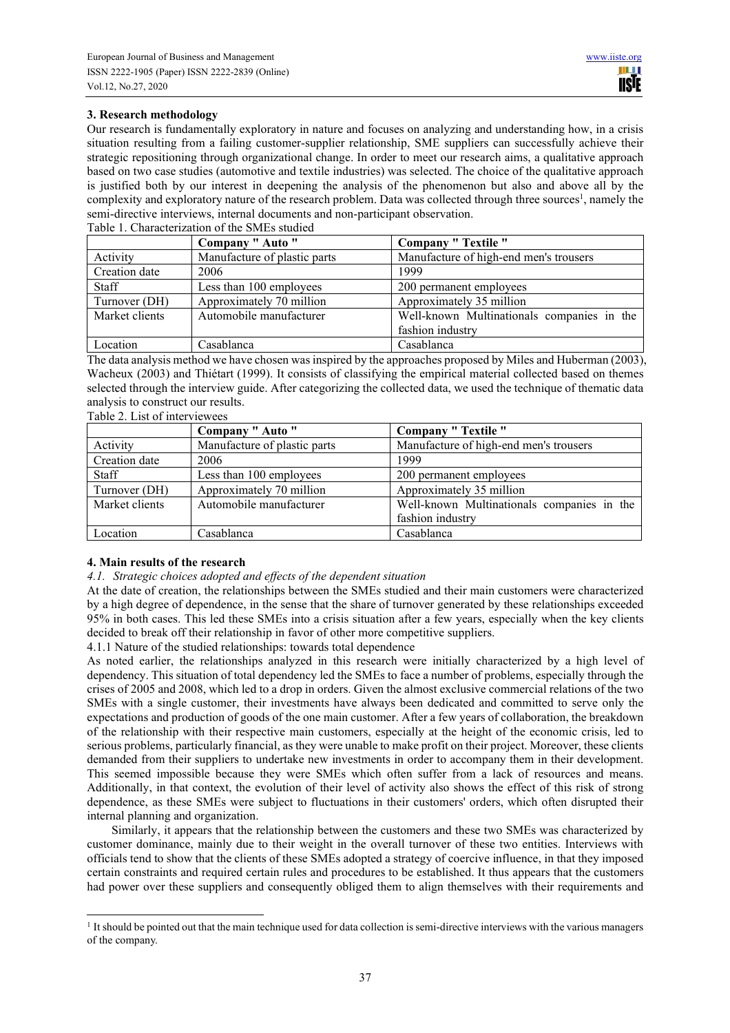## 3. Research methodology

Our research is fundamentally exploratory in nature and focuses on analyzing and understanding how, in a crisis situation resulting from a failing customer-supplier relationship, SME suppliers can successfully achieve their strategic repositioning through organizational change. In order to meet our research aims, a qualitative approach based on two case studies (automotive and textile industries) was selected. The choice of the qualitative approach is justified both by our interest in deepening the analysis of the phenomenon but also and above all by the complexity and exploratory nature of the research problem. Data was collected through three sources[1], namely the semi-directive interviews, internal documents and non-participant observation.

Table 1. Characterization of the SMEs studied

| | Company " Auto " | Company " Textile " |
|---|---|---|
| Activity | Manufacture of plastic parts | Manufacture of high-end men's trousers |
| Creation date | 2006 | 1999 |
| Staff | Less than 100 employees | 200 permanent employees |
| Turnover (DH) | Approximately 70 million | Approximately 35 million |
| Market clients | Automobile manufacturer | Well-known Multinationals companies in the fashion industry |
| Location | Casablanca | Casablanca |

The data analysis method we have chosen was inspired by the approaches proposed by Miles and Huberman (2003), Wacheux (2003) and Thiétart (1999). It consists of classifying the empirical material collected based on themes selected through the interview guide. After categorizing the collected data, we used the technique of thematic data analysis to construct our results.

Table 2. List of interviewees

| | Company " Auto " | Company " Textile " |
|---|---|---|
| Activity | Manufacture of plastic parts | Manufacture of high-end men's trousers |
| Creation date | 2006 | 1999 |
| Staff | Less than 100 employees | 200 permanent employees |
| Turnover (DH) | Approximately 70 million | Approximately 35 million |
| Market clients | Automobile manufacturer | Well-known Multinationals companies in the fashion industry |
| Location | Casablanca | Casablanca |

## 4. Main results of the research

### *4.1. Strategic choices adopted and effects of the dependent situation*

At the date of creation, the relationships between the SMEs studied and their main customers were characterized by a high degree of dependence, in the sense that the share of turnover generated by these relationships exceeded 95% in both cases. This led these SMEs into a crisis situation after a few years, especially when the key clients decided to break off their relationship in favor of other more competitive suppliers.

4.1.1 Nature of the studied relationships: towards total dependence

As noted earlier, the relationships analyzed in this research were initially characterized by a high level of dependency. This situation of total dependency led the SMEs to face a number of problems, especially through the crises of 2005 and 2008, which led to a drop in orders. Given the almost exclusive commercial relations of the two SMEs with a single customer, their investments have always been dedicated and committed to serve only the expectations and production of goods of the one main customer. After a few years of collaboration, the breakdown of the relationship with their respective main customers, especially at the height of the economic crisis, led to serious problems, particularly financial, as they were unable to make profit on their project. Moreover, these clients demanded from their suppliers to undertake new investments in order to accompany them in their development. This seemed impossible because they were SMEs which often suffer from a lack of resources and means. Additionally, in that context, the evolution of their level of activity also shows the effect of this risk of strong dependence, as these SMEs were subject to fluctuations in their customers' orders, which often disrupted their internal planning and organization.

Similarly, it appears that the relationship between the customers and these two SMEs was characterized by customer dominance, mainly due to their weight in the overall turnover of these two entities. Interviews with officials tend to show that the clients of these SMEs adopted a strategy of coercive influence, in that they imposed certain constraints and required certain rules and procedures to be established. It thus appears that the customers had power over these suppliers and consequently obliged them to align themselves with their requirements and

[1] It should be pointed out that the main technique used for data collection is semi-directive interviews with the various managers of the company.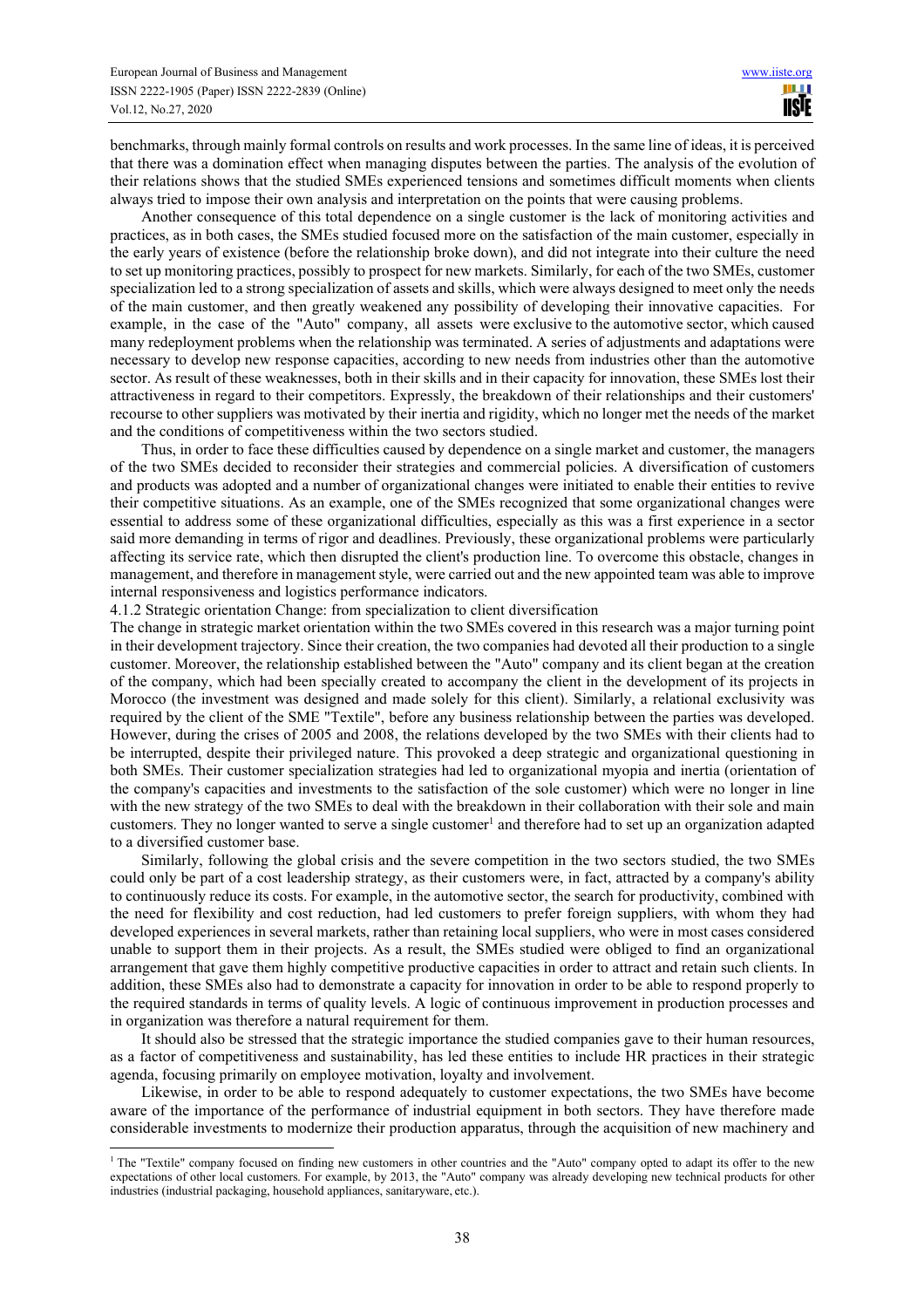benchmarks, through mainly formal controls on results and work processes. In the same line of ideas, it is perceived that there was a domination effect when managing disputes between the parties. The analysis of the evolution of their relations shows that the studied SMEs experienced tensions and sometimes difficult moments when clients always tried to impose their own analysis and interpretation on the points that were causing problems.

Another consequence of this total dependence on a single customer is the lack of monitoring activities and practices, as in both cases, the SMEs studied focused more on the satisfaction of the main customer, especially in the early years of existence (before the relationship broke down), and did not integrate into their culture the need to set up monitoring practices, possibly to prospect for new markets. Similarly, for each of the two SMEs, customer specialization led to a strong specialization of assets and skills, which were always designed to meet only the needs of the main customer, and then greatly weakened any possibility of developing their innovative capacities. For example, in the case of the "Auto" company, all assets were exclusive to the automotive sector, which caused many redeployment problems when the relationship was terminated. A series of adjustments and adaptations were necessary to develop new response capacities, according to new needs from industries other than the automotive sector. As result of these weaknesses, both in their skills and in their capacity for innovation, these SMEs lost their attractiveness in regard to their competitors. Expressly, the breakdown of their relationships and their customers' recourse to other suppliers was motivated by their inertia and rigidity, which no longer met the needs of the market and the conditions of competitiveness within the two sectors studied.

Thus, in order to face these difficulties caused by dependence on a single market and customer, the managers of the two SMEs decided to reconsider their strategies and commercial policies. A diversification of customers and products was adopted and a number of organizational changes were initiated to enable their entities to revive their competitive situations. As an example, one of the SMEs recognized that some organizational changes were essential to address some of these organizational difficulties, especially as this was a first experience in a sector said more demanding in terms of rigor and deadlines. Previously, these organizational problems were particularly affecting its service rate, which then disrupted the client's production line. To overcome this obstacle, changes in management, and therefore in management style, were carried out and the new appointed team was able to improve internal responsiveness and logistics performance indicators.

### 4.1.2 Strategic orientation Change: from specialization to client diversification

The change in strategic market orientation within the two SMEs covered in this research was a major turning point in their development trajectory. Since their creation, the two companies had devoted all their production to a single customer. Moreover, the relationship established between the "Auto" company and its client began at the creation of the company, which had been specially created to accompany the client in the development of its projects in Morocco (the investment was designed and made solely for this client). Similarly, a relational exclusivity was required by the client of the SME "Textile", before any business relationship between the parties was developed. However, during the crises of 2005 and 2008, the relations developed by the two SMEs with their clients had to be interrupted, despite their privileged nature. This provoked a deep strategic and organizational questioning in both SMEs. Their customer specialization strategies had led to organizational myopia and inertia (orientation of the company's capacities and investments to the satisfaction of the sole customer) which were no longer in line with the new strategy of the two SMEs to deal with the breakdown in their collaboration with their sole and main customers. They no longer wanted to serve a single customer[1] and therefore had to set up an organization adapted to a diversified customer base.

Similarly, following the global crisis and the severe competition in the two sectors studied, the two SMEs could only be part of a cost leadership strategy, as their customers were, in fact, attracted by a company's ability to continuously reduce its costs. For example, in the automotive sector, the search for productivity, combined with the need for flexibility and cost reduction, had led customers to prefer foreign suppliers, with whom they had developed experiences in several markets, rather than retaining local suppliers, who were in most cases considered unable to support them in their projects. As a result, the SMEs studied were obliged to find an organizational arrangement that gave them highly competitive productive capacities in order to attract and retain such clients. In addition, these SMEs also had to demonstrate a capacity for innovation in order to be able to respond properly to the required standards in terms of quality levels. A logic of continuous improvement in production processes and in organization was therefore a natural requirement for them.

It should also be stressed that the strategic importance the studied companies gave to their human resources, as a factor of competitiveness and sustainability, has led these entities to include HR practices in their strategic agenda, focusing primarily on employee motivation, loyalty and involvement.

Likewise, in order to be able to respond adequately to customer expectations, the two SMEs have become aware of the importance of the performance of industrial equipment in both sectors. They have therefore made considerable investments to modernize their production apparatus, through the acquisition of new machinery and

---

[1] The "Textile" company focused on finding new customers in other countries and the "Auto" company opted to adapt its offer to the new expectations of other local customers. For example, by 2013, the "Auto" company was already developing new technical products for other industries (industrial packaging, household appliances, sanitaryware, etc.).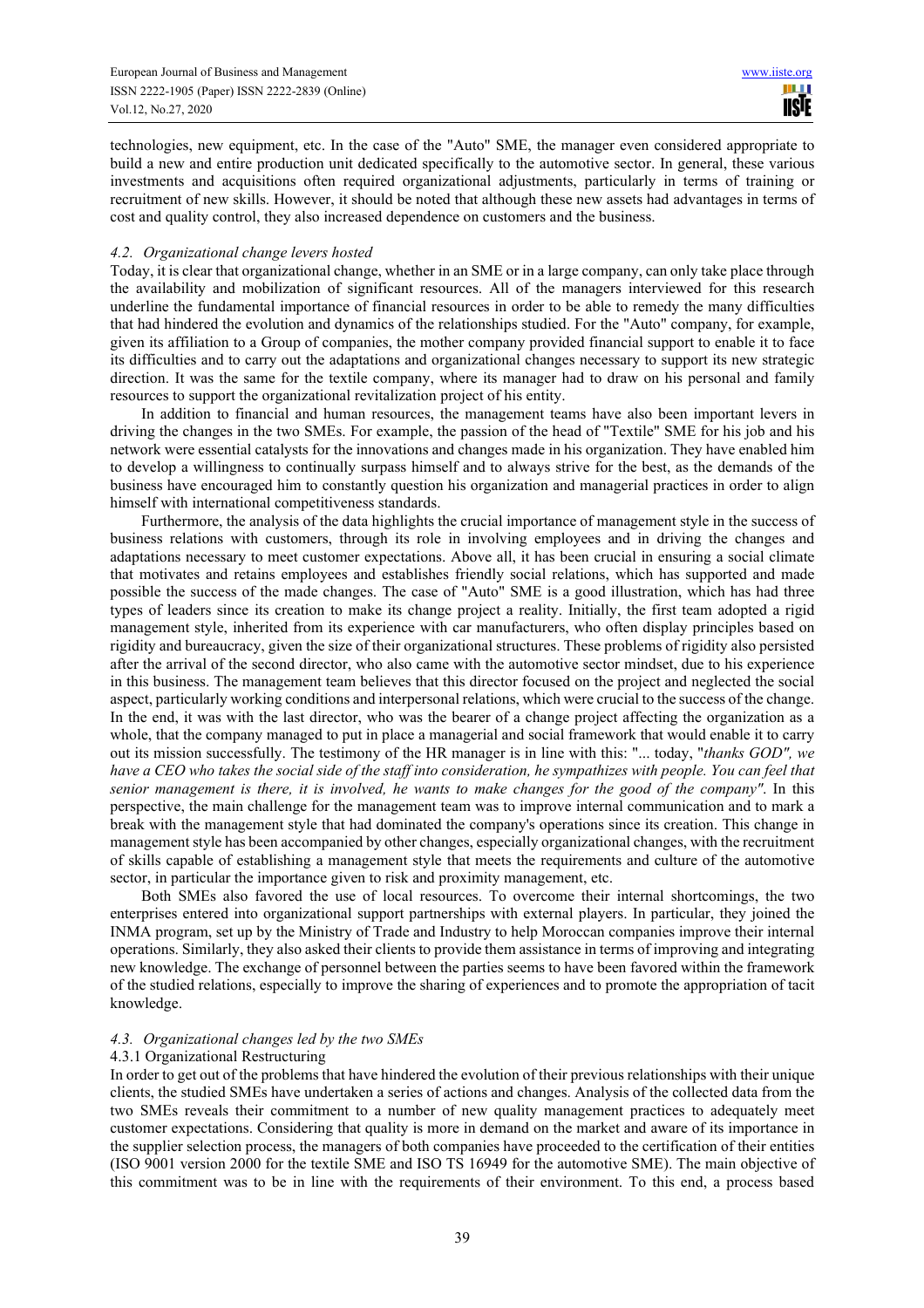technologies, new equipment, etc. In the case of the "Auto" SME, the manager even considered appropriate to build a new and entire production unit dedicated specifically to the automotive sector. In general, these various investments and acquisitions often required organizational adjustments, particularly in terms of training or recruitment of new skills. However, it should be noted that although these new assets had advantages in terms of cost and quality control, they also increased dependence on customers and the business.

### *4.2. Organizational change levers hosted*

Today, it is clear that organizational change, whether in an SME or in a large company, can only take place through the availability and mobilization of significant resources. All of the managers interviewed for this research underline the fundamental importance of financial resources in order to be able to remedy the many difficulties that had hindered the evolution and dynamics of the relationships studied. For the "Auto" company, for example, given its affiliation to a Group of companies, the mother company provided financial support to enable it to face its difficulties and to carry out the adaptations and organizational changes necessary to support its new strategic direction. It was the same for the textile company, where its manager had to draw on his personal and family resources to support the organizational revitalization project of his entity.

In addition to financial and human resources, the management teams have also been important levers in driving the changes in the two SMEs. For example, the passion of the head of "Textile" SME for his job and his network were essential catalysts for the innovations and changes made in his organization. They have enabled him to develop a willingness to continually surpass himself and to always strive for the best, as the demands of the business have encouraged him to constantly question his organization and managerial practices in order to align himself with international competitiveness standards.

Furthermore, the analysis of the data highlights the crucial importance of management style in the success of business relations with customers, through its role in involving employees and in driving the changes and adaptations necessary to meet customer expectations. Above all, it has been crucial in ensuring a social climate that motivates and retains employees and establishes friendly social relations, which has supported and made possible the success of the made changes. The case of "Auto" SME is a good illustration, which has had three types of leaders since its creation to make its change project a reality. Initially, the first team adopted a rigid management style, inherited from its experience with car manufacturers, who often display principles based on rigidity and bureaucracy, given the size of their organizational structures. These problems of rigidity also persisted after the arrival of the second director, who also came with the automotive sector mindset, due to his experience in this business. The management team believes that this director focused on the project and neglected the social aspect, particularly working conditions and interpersonal relations, which were crucial to the success of the change. In the end, it was with the last director, who was the bearer of a change project affecting the organization as a whole, that the company managed to put in place a managerial and social framework that would enable it to carry out its mission successfully. The testimony of the HR manager is in line with this: "... today, "*thanks GOD", we have a CEO who takes the social side of the staff into consideration, he sympathizes with people. You can feel that senior management is there, it is involved, he wants to make changes for the good of the company"*. In this perspective, the main challenge for the management team was to improve internal communication and to mark a break with the management style that had dominated the company's operations since its creation. This change in management style has been accompanied by other changes, especially organizational changes, with the recruitment of skills capable of establishing a management style that meets the requirements and culture of the automotive sector, in particular the importance given to risk and proximity management, etc.

Both SMEs also favored the use of local resources. To overcome their internal shortcomings, the two enterprises entered into organizational support partnerships with external players. In particular, they joined the INMA program, set up by the Ministry of Trade and Industry to help Moroccan companies improve their internal operations. Similarly, they also asked their clients to provide them assistance in terms of improving and integrating new knowledge. The exchange of personnel between the parties seems to have been favored within the framework of the studied relations, especially to improve the sharing of experiences and to promote the appropriation of tacit knowledge.

### *4.3. Organizational changes led by the two SMEs*

#### 4.3.1 Organizational Restructuring

In order to get out of the problems that have hindered the evolution of their previous relationships with their unique clients, the studied SMEs have undertaken a series of actions and changes. Analysis of the collected data from the two SMEs reveals their commitment to a number of new quality management practices to adequately meet customer expectations. Considering that quality is more in demand on the market and aware of its importance in the supplier selection process, the managers of both companies have proceeded to the certification of their entities (ISO 9001 version 2000 for the textile SME and ISO TS 16949 for the automotive SME). The main objective of this commitment was to be in line with the requirements of their environment. To this end, a process based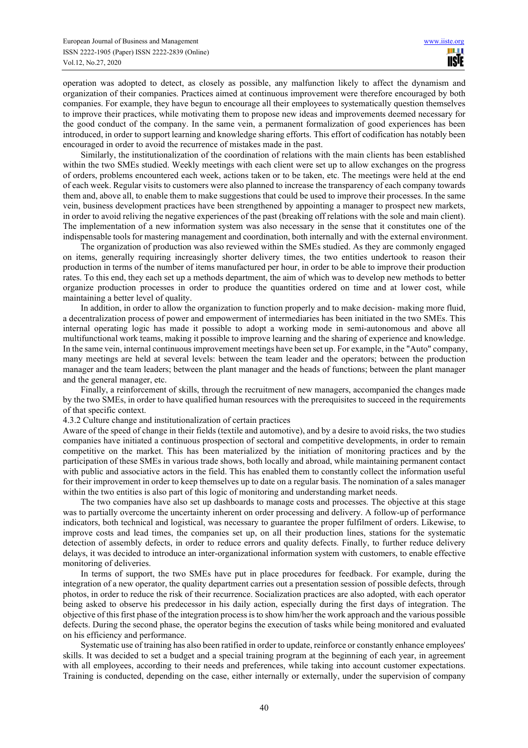operation was adopted to detect, as closely as possible, any malfunction likely to affect the dynamism and organization of their companies. Practices aimed at continuous improvement were therefore encouraged by both companies. For example, they have begun to encourage all their employees to systematically question themselves to improve their practices, while motivating them to propose new ideas and improvements deemed necessary for the good conduct of the company. In the same vein, a permanent formalization of good experiences has been introduced, in order to support learning and knowledge sharing efforts. This effort of codification has notably been encouraged in order to avoid the recurrence of mistakes made in the past.

Similarly, the institutionalization of the coordination of relations with the main clients has been established within the two SMEs studied. Weekly meetings with each client were set up to allow exchanges on the progress of orders, problems encountered each week, actions taken or to be taken, etc. The meetings were held at the end of each week. Regular visits to customers were also planned to increase the transparency of each company towards them and, above all, to enable them to make suggestions that could be used to improve their processes. In the same vein, business development practices have been strengthened by appointing a manager to prospect new markets, in order to avoid reliving the negative experiences of the past (breaking off relations with the sole and main client). The implementation of a new information system was also necessary in the sense that it constitutes one of the indispensable tools for mastering management and coordination, both internally and with the external environment.

The organization of production was also reviewed within the SMEs studied. As they are commonly engaged on items, generally requiring increasingly shorter delivery times, the two entities undertook to reason their production in terms of the number of items manufactured per hour, in order to be able to improve their production rates. To this end, they each set up a methods department, the aim of which was to develop new methods to better organize production processes in order to produce the quantities ordered on time and at lower cost, while maintaining a better level of quality.

In addition, in order to allow the organization to function properly and to make decision- making more fluid, a decentralization process of power and empowerment of intermediaries has been initiated in the two SMEs. This internal operating logic has made it possible to adopt a working mode in semi-autonomous and above all multifunctional work teams, making it possible to improve learning and the sharing of experience and knowledge. In the same vein, internal continuous improvement meetings have been set up. For example, in the "Auto" company, many meetings are held at several levels: between the team leader and the operators; between the production manager and the team leaders; between the plant manager and the heads of functions; between the plant manager and the general manager, etc.

Finally, a reinforcement of skills, through the recruitment of new managers, accompanied the changes made by the two SMEs, in order to have qualified human resources with the prerequisites to succeed in the requirements of that specific context.

#### 4.3.2 Culture change and institutionalization of certain practices

Aware of the speed of change in their fields (textile and automotive), and by a desire to avoid risks, the two studies companies have initiated a continuous prospection of sectoral and competitive developments, in order to remain competitive on the market. This has been materialized by the initiation of monitoring practices and by the participation of these SMEs in various trade shows, both locally and abroad, while maintaining permanent contact with public and associative actors in the field. This has enabled them to constantly collect the information useful for their improvement in order to keep themselves up to date on a regular basis. The nomination of a sales manager within the two entities is also part of this logic of monitoring and understanding market needs.

The two companies have also set up dashboards to manage costs and processes. The objective at this stage was to partially overcome the uncertainty inherent on order processing and delivery. A follow-up of performance indicators, both technical and logistical, was necessary to guarantee the proper fulfilment of orders. Likewise, to improve costs and lead times, the companies set up, on all their production lines, stations for the systematic detection of assembly defects, in order to reduce errors and quality defects. Finally, to further reduce delivery delays, it was decided to introduce an inter-organizational information system with customers, to enable effective monitoring of deliveries.

In terms of support, the two SMEs have put in place procedures for feedback. For example, during the integration of a new operator, the quality department carries out a presentation session of possible defects, through photos, in order to reduce the risk of their recurrence. Socialization practices are also adopted, with each operator being asked to observe his predecessor in his daily action, especially during the first days of integration. The objective of this first phase of the integration process is to show him/her the work approach and the various possible defects. During the second phase, the operator begins the execution of tasks while being monitored and evaluated on his efficiency and performance.

Systematic use of training has also been ratified in order to update, reinforce or constantly enhance employees' skills. It was decided to set a budget and a special training program at the beginning of each year, in agreement with all employees, according to their needs and preferences, while taking into account customer expectations. Training is conducted, depending on the case, either internally or externally, under the supervision of company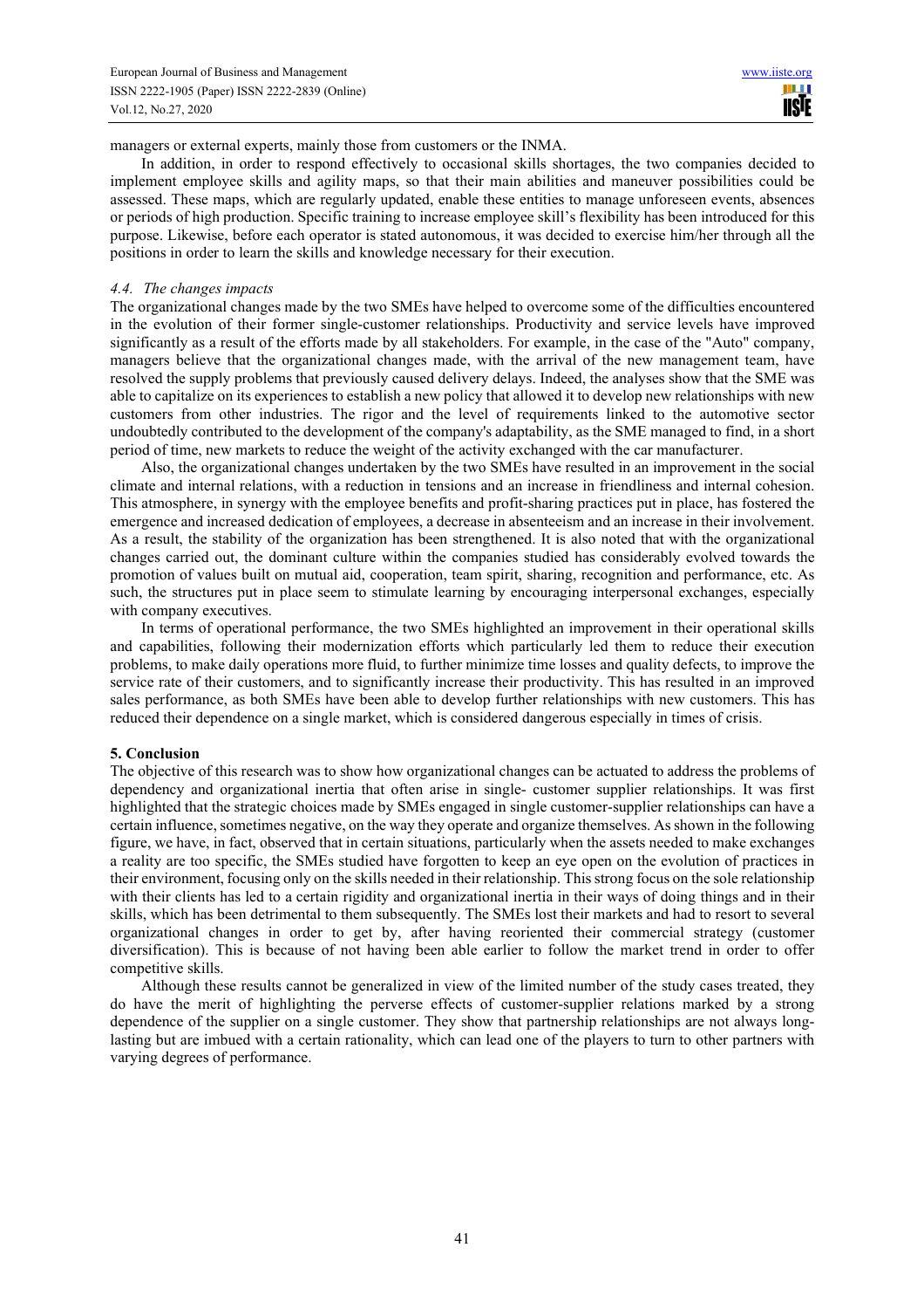managers or external experts, mainly those from customers or the INMA.

In addition, in order to respond effectively to occasional skills shortages, the two companies decided to implement employee skills and agility maps, so that their main abilities and maneuver possibilities could be assessed. These maps, which are regularly updated, enable these entities to manage unforeseen events, absences or periods of high production. Specific training to increase employee skill's flexibility has been introduced for this purpose. Likewise, before each operator is stated autonomous, it was decided to exercise him/her through all the positions in order to learn the skills and knowledge necessary for their execution.

### *4.4. The changes impacts*

The organizational changes made by the two SMEs have helped to overcome some of the difficulties encountered in the evolution of their former single-customer relationships. Productivity and service levels have improved significantly as a result of the efforts made by all stakeholders. For example, in the case of the "Auto" company, managers believe that the organizational changes made, with the arrival of the new management team, have resolved the supply problems that previously caused delivery delays. Indeed, the analyses show that the SME was able to capitalize on its experiences to establish a new policy that allowed it to develop new relationships with new customers from other industries. The rigor and the level of requirements linked to the automotive sector undoubtedly contributed to the development of the company's adaptability, as the SME managed to find, in a short period of time, new markets to reduce the weight of the activity exchanged with the car manufacturer.

Also, the organizational changes undertaken by the two SMEs have resulted in an improvement in the social climate and internal relations, with a reduction in tensions and an increase in friendliness and internal cohesion. This atmosphere, in synergy with the employee benefits and profit-sharing practices put in place, has fostered the emergence and increased dedication of employees, a decrease in absenteeism and an increase in their involvement. As a result, the stability of the organization has been strengthened. It is also noted that with the organizational changes carried out, the dominant culture within the companies studied has considerably evolved towards the promotion of values built on mutual aid, cooperation, team spirit, sharing, recognition and performance, etc. As such, the structures put in place seem to stimulate learning by encouraging interpersonal exchanges, especially with company executives.

In terms of operational performance, the two SMEs highlighted an improvement in their operational skills and capabilities, following their modernization efforts which particularly led them to reduce their execution problems, to make daily operations more fluid, to further minimize time losses and quality defects, to improve the service rate of their customers, and to significantly increase their productivity. This has resulted in an improved sales performance, as both SMEs have been able to develop further relationships with new customers. This has reduced their dependence on a single market, which is considered dangerous especially in times of crisis.

## 5. Conclusion

The objective of this research was to show how organizational changes can be actuated to address the problems of dependency and organizational inertia that often arise in single- customer supplier relationships. It was first highlighted that the strategic choices made by SMEs engaged in single customer-supplier relationships can have a certain influence, sometimes negative, on the way they operate and organize themselves. As shown in the following figure, we have, in fact, observed that in certain situations, particularly when the assets needed to make exchanges a reality are too specific, the SMEs studied have forgotten to keep an eye open on the evolution of practices in their environment, focusing only on the skills needed in their relationship. This strong focus on the sole relationship with their clients has led to a certain rigidity and organizational inertia in their ways of doing things and in their skills, which has been detrimental to them subsequently. The SMEs lost their markets and had to resort to several organizational changes in order to get by, after having reoriented their commercial strategy (customer diversification). This is because of not having been able earlier to follow the market trend in order to offer competitive skills.

Although these results cannot be generalized in view of the limited number of the study cases treated, they do have the merit of highlighting the perverse effects of customer-supplier relations marked by a strong dependence of the supplier on a single customer. They show that partnership relationships are not always long-lasting but are imbued with a certain rationality, which can lead one of the players to turn to other partners with varying degrees of performance.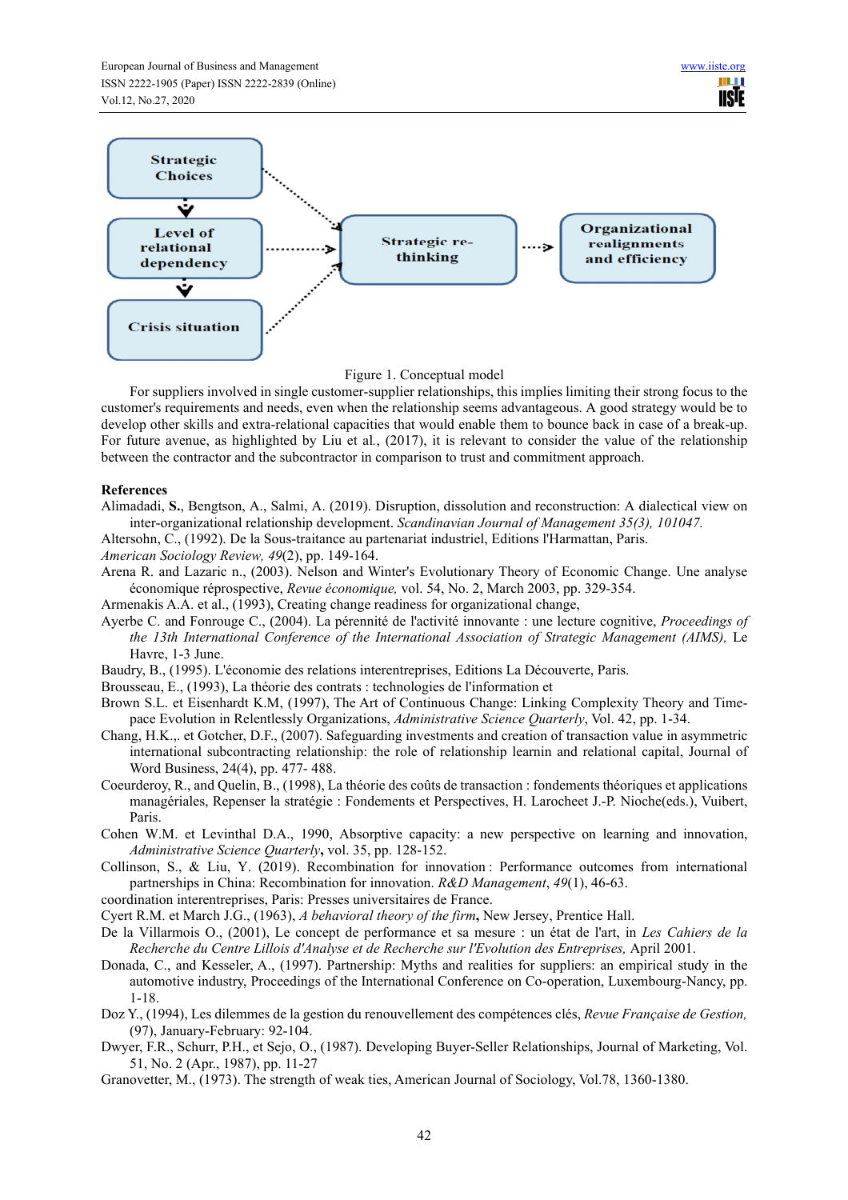Strategic Choices

Level of relational dependency

Crisis situation

Strategic re-thinking

Organizational realignments and efficiency

Figure 1. Conceptual model

For suppliers involved in single customer-supplier relationships, this implies limiting their strong focus to the customer's requirements and needs, even when the relationship seems advantageous. A good strategy would be to develop other skills and extra-relational capacities that would enable them to bounce back in case of a break-up. For future avenue, as highlighted by Liu et al., (2017), it is relevant to consider the value of the relationship between the contractor and the subcontractor in comparison to trust and commitment approach.

**References**

Alimadadi, **S.**, Bengtson, A., Salmi, A. (2019). Disruption, dissolution and reconstruction: A dialectical view on inter-organizational relationship development. *Scandinavian Journal of Management 35(3), 101047.*

Altersohn, C., (1992). De la Sous-traitance au partenariat industriel, Editions l'Harmattan, Paris.

*American Sociology Review, 49*(2), pp. 149-164.

Arena R. and Lazaric n., (2003). Nelson and Winter's Evolutionary Theory of Economic Change. Une analyse économique réprospective, *Revue économique,* vol. 54, No. 2, March 2003, pp. 329-354.

Armenakis A.A. et al., (1993), Creating change readiness for organizational change,

Ayerbe C. and Fonrouge C., (2004). La pérennité de l'activité innovante : une lecture cognitive, *Proceedings of the 13th International Conference of the International Association of Strategic Management (AIMS),* Le Havre, 1-3 June.

Baudry, B., (1995). L'économie des relations interentreprises, Editions La Découverte, Paris.

Brousseau, E., (1993), La théorie des contrats : technologies de l'information et

Brown S.L. et Eisenhardt K.M, (1997), The Art of Continuous Change: Linking Complexity Theory and Time-pace Evolution in Relentlessly Organizations, *Administrative Science Quarterly*, Vol. 42, pp. 1-34.

Chang, H.K.,. et Gotcher, D.F., (2007). Safeguarding investments and creation of transaction value in asymmetric international subcontracting relationship: the role of relationship learnin and relational capital, Journal of Word Business, 24(4), pp. 477- 488.

Coeurderoy, R., and Quelin, B., (1998), La théorie des coûts de transaction : fondements théoriques et applications managériales, Repenser la stratégie : Fondements et Perspectives, H. Larocheet J.-P. Nioche(eds.), Vuibert, Paris.

Cohen W.M. et Levinthal D.A., 1990, Absorptive capacity: a new perspective on learning and innovation, *Administrative Science Quarterly*, vol. 35, pp. 128-152.

Collinson, S., & Liu, Y. (2019). Recombination for innovation : Performance outcomes from international partnerships in China: Recombination for innovation. *R&D Management*, *49*(1), 46-63.

coordination interentreprises, Paris: Presses universitaires de France.

Cyert R.M. et March J.G., (1963), *A behavioral theory of the firm***,** New Jersey, Prentice Hall.

De la Villarmois O., (2001), Le concept de performance et sa mesure : un état de l'art, in *Les Cahiers de la Recherche du Centre Lillois d'Analyse et de Recherche sur l'Evolution des Entreprises,* April 2001.

Donada, C., and Kesseler, A., (1997). Partnership: Myths and realities for suppliers: an empirical study in the automotive industry, Proceedings of the International Conference on Co-operation, Luxembourg-Nancy, pp. 1-18.

Doz Y., (1994), Les dilemmes de la gestion du renouvellement des compétences clés, *Revue Française de Gestion,* (97), January-February: 92-104.

Dwyer, F.R., Schurr, P.H., et Sejo, O., (1987). Developing Buyer-Seller Relationships, Journal of Marketing, Vol. 51, No. 2 (Apr., 1987), pp. 11-27

Granovetter, M., (1973). The strength of weak ties, American Journal of Sociology, Vol.78, 1360-1380.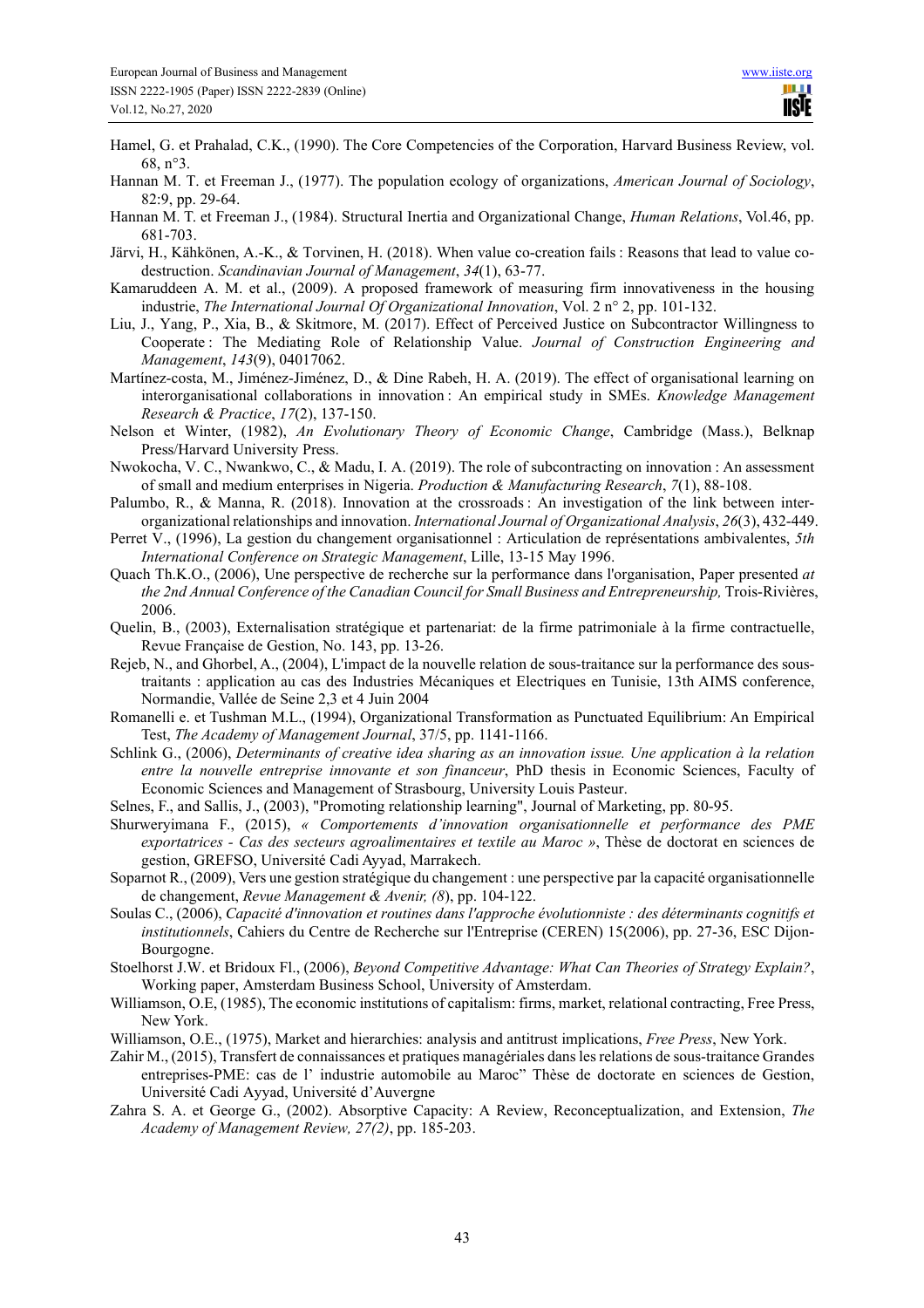Hamel, G. et Prahalad, C.K., (1990). The Core Competencies of the Corporation, Harvard Business Review, vol. 68, n°3.

Hannan M. T. et Freeman J., (1977). The population ecology of organizations, *American Journal of Sociology*, 82:9, pp. 29-64.

Hannan M. T. et Freeman J., (1984). Structural Inertia and Organizational Change, *Human Relations*, Vol.46, pp. 681-703.

Järvi, H., Kähkönen, A.-K., & Torvinen, H. (2018). When value co-creation fails : Reasons that lead to value co-destruction. *Scandinavian Journal of Management*, *34*(1), 63-77.

Kamaruddeen A. M. et al., (2009). A proposed framework of measuring firm innovativeness in the housing industrie, *The International Journal Of Organizational Innovation*, Vol. 2 n° 2, pp. 101-132.

Liu, J., Yang, P., Xia, B., & Skitmore, M. (2017). Effect of Perceived Justice on Subcontractor Willingness to Cooperate : The Mediating Role of Relationship Value. *Journal of Construction Engineering and Management*, *143*(9), 04017062.

Martínez-costa, M., Jiménez-Jiménez, D., & Dine Rabeh, H. A. (2019). The effect of organisational learning on interorganisational collaborations in innovation : An empirical study in SMEs. *Knowledge Management Research & Practice*, *17*(2), 137-150.

Nelson et Winter, (1982), *An Evolutionary Theory of Economic Change*, Cambridge (Mass.), Belknap Press/Harvard University Press.

Nwokocha, V. C., Nwankwo, C., & Madu, I. A. (2019). The role of subcontracting on innovation : An assessment of small and medium enterprises in Nigeria. *Production & Manufacturing Research*, *7*(1), 88-108.

Palumbo, R., & Manna, R. (2018). Innovation at the crossroads : An investigation of the link between inter-organizational relationships and innovation. *International Journal of Organizational Analysis*, *26*(3), 432-449.

Perret V., (1996), La gestion du changement organisationnel : Articulation de représentations ambivalentes, *5th International Conference on Strategic Management*, Lille, 13-15 May 1996.

Quach Th.K.O., (2006), Une perspective de recherche sur la performance dans l'organisation, Paper presented *at the 2nd Annual Conference of the Canadian Council for Small Business and Entrepreneurship,* Trois-Rivières, 2006.

Quelin, B., (2003), Externalisation stratégique et partenariat: de la firme patrimoniale à la firme contractuelle, Revue Française de Gestion, No. 143, pp. 13-26.

Rejeb, N., and Ghorbel, A., (2004), L'impact de la nouvelle relation de sous-traitance sur la performance des sous-traitants : application au cas des Industries Mécaniques et Electriques en Tunisie, 13th AIMS conference, Normandie, Vallée de Seine 2,3 et 4 Juin 2004

Romanelli e. et Tushman M.L., (1994), Organizational Transformation as Punctuated Equilibrium: An Empirical Test, *The Academy of Management Journal*, 37/5, pp. 1141-1166.

Schlink G., (2006), *Determinants of creative idea sharing as an innovation issue. Une application à la relation entre la nouvelle entreprise innovante et son financeur*, PhD thesis in Economic Sciences, Faculty of Economic Sciences and Management of Strasbourg, University Louis Pasteur.

Selnes, F., and Sallis, J., (2003), "Promoting relationship learning", Journal of Marketing, pp. 80-95.

Shurweryimana F., (2015), *« Comportements d'innovation organisationnelle et performance des PME exportatrices - Cas des secteurs agroalimentaires et textile au Maroc »*, Thèse de doctorat en sciences de gestion, GREFSO, Université Cadi Ayyad, Marrakech.

Soparnot R., (2009), Vers une gestion stratégique du changement : une perspective par la capacité organisationnelle de changement, *Revue Management & Avenir, (8*), pp. 104-122.

Soulas C., (2006), *Capacité d'innovation et routines dans l'approche évolutionniste : des déterminants cognitifs et institutionnels*, Cahiers du Centre de Recherche sur l'Entreprise (CEREN) 15(2006), pp. 27-36, ESC Dijon-Bourgogne.

Stoelhorst J.W. et Bridoux Fl., (2006), *Beyond Competitive Advantage: What Can Theories of Strategy Explain?*, Working paper, Amsterdam Business School, University of Amsterdam.

Williamson, O.E, (1985), The economic institutions of capitalism: firms, market, relational contracting, Free Press, New York.

Williamson, O.E., (1975), Market and hierarchies: analysis and antitrust implications, *Free Press*, New York.

Zahir M., (2015), Transfert de connaissances et pratiques managériales dans les relations de sous-traitance Grandes entreprises-PME: cas de l' industrie automobile au Maroc" Thèse de doctorate en sciences de Gestion, Université Cadi Ayyad, Université d'Auvergne

Zahra S. A. et George G., (2002). Absorptive Capacity: A Review, Reconceptualization, and Extension, *The Academy of Management Review, 27(2)*, pp. 185-203.